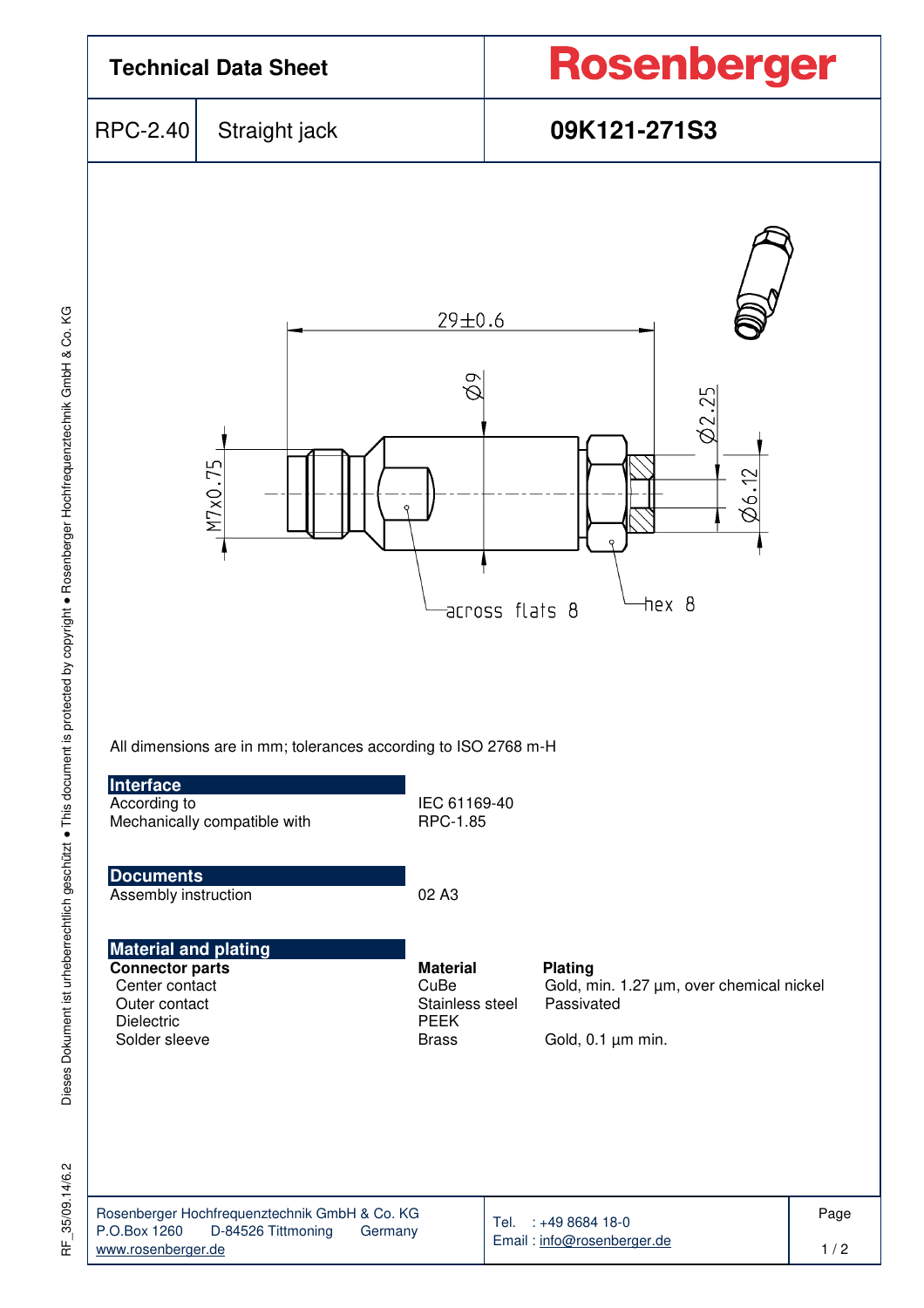# Technical Data Sheet

**Rosenberger**

| RPC-2.40 | Straight jack | 09K121-271S3 |
|---|---|---|

29±0.6

Ø9

Ø2.25

Ø6.12

M7x0.75

across flats 8

hex 8

All dimensions are in mm; tolerances according to ISO 2768 m-H

## Interface

| | |
|---|---|
| According to | IEC 61169-40 |
| Mechanically compatible with | RPC-1.85 |

## Documents

| | |
|---|---|
| Assembly instruction | 02 A3 |

## Material and plating

| Connector parts | Material | Plating |
|---|---|---|
| Center contact | CuBe | Gold, min. 1.27 µm, over chemical nickel |
| Outer contact | Stainless steel | Passivated |
| Dielectric | PEEK | |
| Solder sleeve | Brass | Gold, 0.1 µm min. |

Rosenberger Hochfrequenztechnik GmbH & Co. KG
P.O.Box 1260 D-84526 Tittmoning Germany
www.rosenberger.de

Tel. : +49 8684 18-0
Email : info@rosenberger.de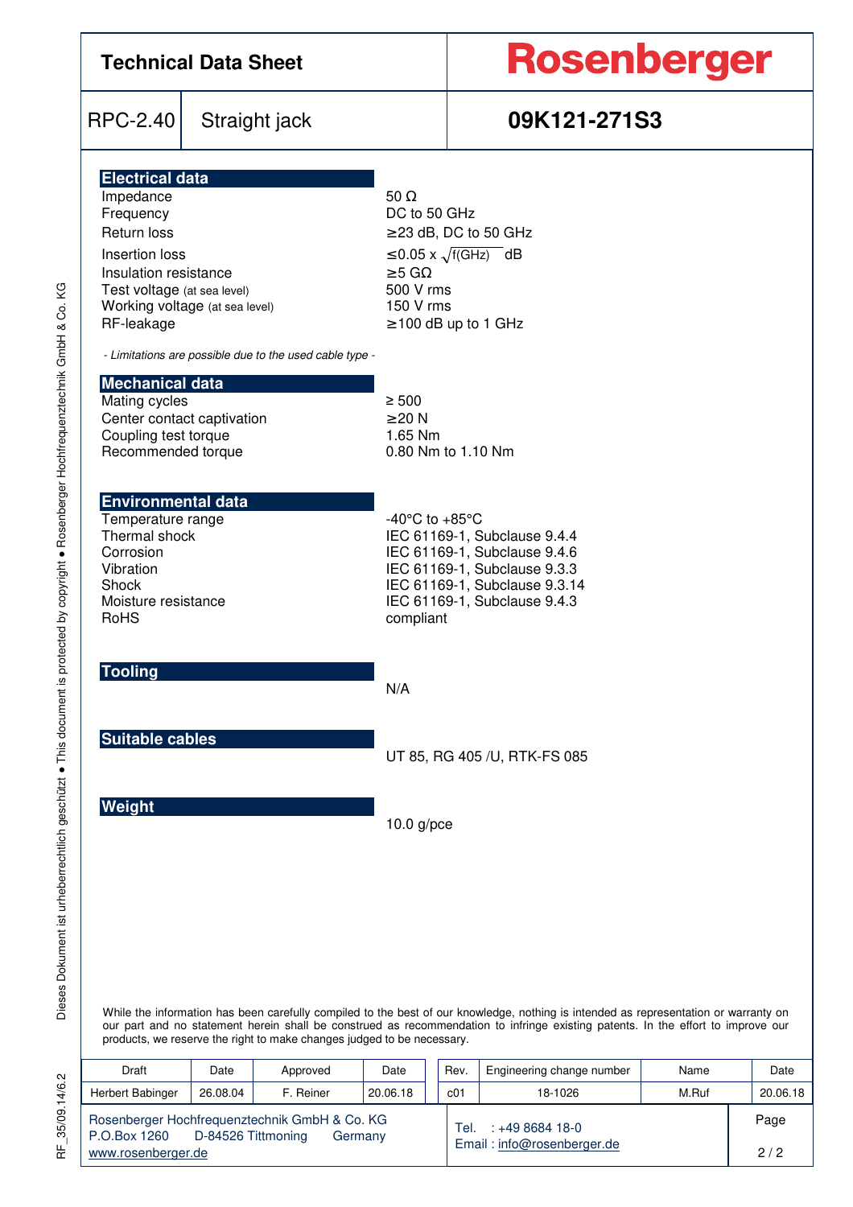# Technical Data Sheet

**Rosenberger**

| RPC-2.40 | Straight jack | **09K121-271S3** |
|---|---|---|

## Electrical data

| | |
|---|---|
| Impedance | 50 Ω |
| Frequency | DC to 50 GHz |
| Return loss | ≥23 dB, DC to 50 GHz |
| Insertion loss | $\leq 0.05 \times \sqrt{f(\text{GHz})}$ dB |
| Insulation resistance | ≥5 GΩ |
| Test voltage (at sea level) | 500 V rms |
| Working voltage (at sea level) | 150 V rms |
| RF-leakage | ≥100 dB up to 1 GHz |

*- Limitations are possible due to the used cable type -*

## Mechanical data

| | |
|---|---|
| Mating cycles | ≥ 500 |
| Center contact captivation | ≥20 N |
| Coupling test torque | 1.65 Nm |
| Recommended torque | 0.80 Nm to 1.10 Nm |

## Environmental data

| | |
|---|---|
| Temperature range | -40°C to +85°C |
| Thermal shock | IEC 61169-1, Subclause 9.4.4 |
| Corrosion | IEC 61169-1, Subclause 9.4.6 |
| Vibration | IEC 61169-1, Subclause 9.3.3 |
| Shock | IEC 61169-1, Subclause 9.3.14 |
| Moisture resistance | IEC 61169-1, Subclause 9.4.3 |
| RoHS | compliant |

## Tooling

N/A

## Suitable cables

UT 85, RG 405 /U, RTK-FS 085

## Weight

10.0 g/pce

While the information has been carefully compiled to the best of our knowledge, nothing is intended as representation or warranty on our part and no statement herein shall be construed as recommendation to infringe existing patents. In the effort to improve our products, we reserve the right to make changes judged to be necessary.

| Draft | Date | Approved | Date | Rev. | Engineering change number | Name | Date |
|---|---|---|---|---|---|---|---|
| Herbert Babinger | 26.08.04 | F. Reiner | 20.06.18 | c01 | 18-1026 | M.Ruf | 20.06.18 |

Rosenberger Hochfrequenztechnik GmbH & Co. KG
P.O.Box 1260 D-84526 Tittmoning Germany
www.rosenberger.de

Tel. : +49 8684 18-0
Email : info@rosenberger.de

Dieses Dokument ist urheberrechtlich geschützt ● This document is protected by copyright ● Rosenberger Hochfrequenztechnik GmbH & Co. KG

RF_35/09.14/6.2